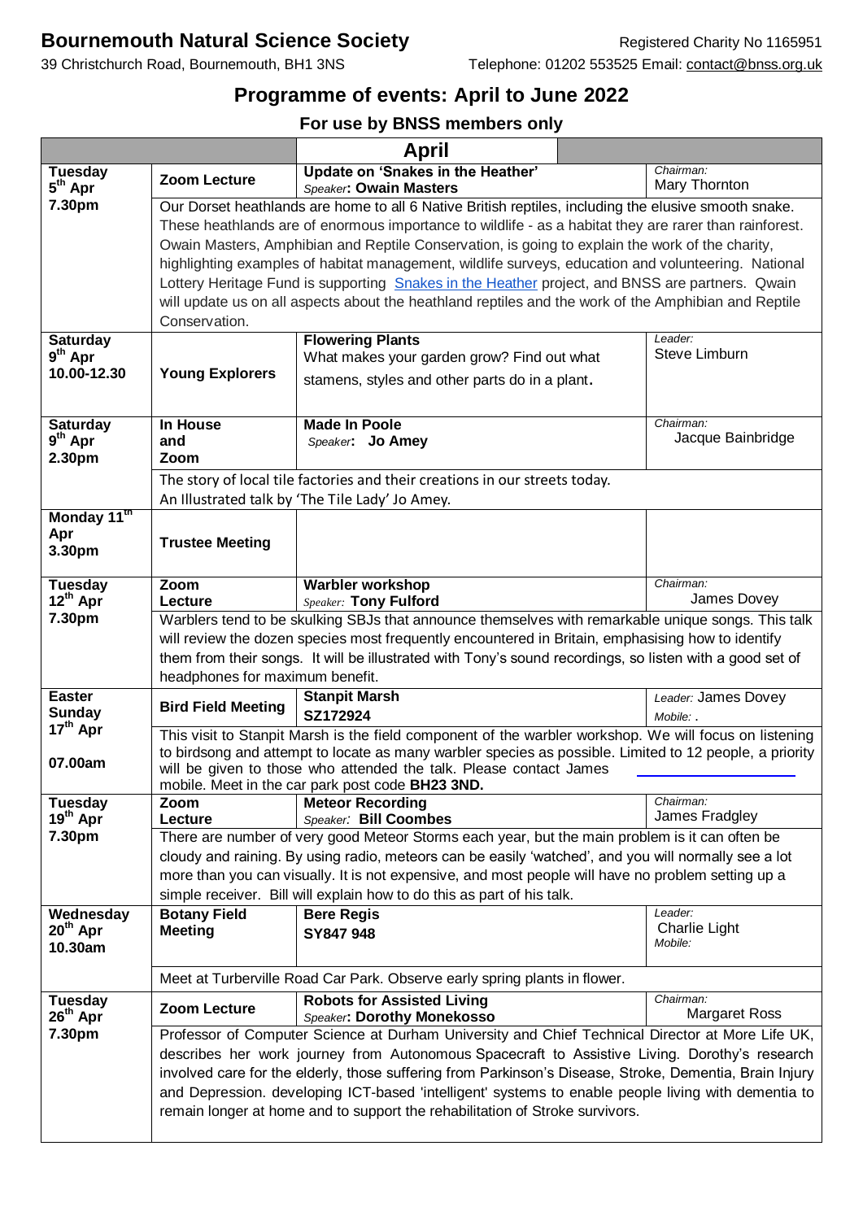# Bournemouth Natural Science Society

Registered Charity No 1165951

39 Christchurch Road, Bournemouth, BH1 3NS

Telephone: 01202 553525 Email: contact@bnss.org.uk

## Programme of events: April to June 2022

### For use by BNSS members only

| | | April | |
|---|---|---|---|
| **Tuesday 5th Apr 7.30pm** | **Zoom Lecture** | **Update on 'Snakes in the Heather'** *Speaker*: **Owain Masters** | *Chairman:* Mary Thornton |
| | Our Dorset heathlands are home to all 6 Native British reptiles, including the elusive smooth snake. These heathlands are of enormous importance to wildlife - as a habitat they are rarer than rainforest. Owain Masters, Amphibian and Reptile Conservation, is going to explain the work of the charity, highlighting examples of habitat management, wildlife surveys, education and volunteering. National Lottery Heritage Fund is supporting Snakes in the Heather project, and BNSS are partners. Qwain will update us on all aspects about the heathland reptiles and the work of the Amphibian and Reptile Conservation. | | |
| **Saturday 9th Apr 10.00-12.30** | **Young Explorers** | **Flowering Plants** What makes your garden grow? Find out what stamens, styles and other parts do in a plant. | *Leader:* Steve Limburn |
| **Saturday 9th Apr 2.30pm** | **In House and Zoom** | **Made In Poole** *Speaker*: **Jo Amey** | *Chairman:* Jacque Bainbridge |
| | The story of local tile factories and their creations in our streets today. An Illustrated talk by 'The Tile Lady' Jo Amey. | | |
| **Monday 11th Apr 3.30pm** | **Trustee Meeting** | | |
| **Tuesday 12th Apr 7.30pm** | **Zoom Lecture** | **Warbler workshop** *Speaker:* **Tony Fulford** | *Chairman:* James Dovey |
| | Warblers tend to be skulking SBJs that announce themselves with remarkable unique songs. This talk will review the dozen species most frequently encountered in Britain, emphasising how to identify them from their songs. It will be illustrated with Tony's sound recordings, so listen with a good set of headphones for maximum benefit. | | |
| **Easter Sunday 17th Apr 07.00am** | **Bird Field Meeting** | **Stanpit Marsh** **SZ172924** | *Leader:* James Dovey *Mobile:* . |
| | This visit to Stanpit Marsh is the field component of the warbler workshop. We will focus on listening to birdsong and attempt to locate as many warbler species as possible. Limited to 12 people, a priority will be given to those who attended the talk. Please contact James mobile. Meet in the car park post code **BH23 3ND.** | | |
| **Tuesday 19th Apr 7.30pm** | **Zoom Lecture** | **Meteor Recording** *Speaker:* **Bill Coombes** | *Chairman:* James Fradgley |
| | There are number of very good Meteor Storms each year, but the main problem is it can often be cloudy and raining. By using radio, meteors can be easily 'watched', and you will normally see a lot more than you can visually. It is not expensive, and most people will have no problem setting up a simple receiver. Bill will explain how to do this as part of his talk. | | |
| **Wednesday 20th Apr 10.30am** | **Botany Field Meeting** | **Bere Regis** **SY847 948** | *Leader:* Charlie Light *Mobile:* |
| | Meet at Turberville Road Car Park. Observe early spring plants in flower. | | |
| **Tuesday 26th Apr 7.30pm** | **Zoom Lecture** | **Robots for Assisted Living** *Speaker*: **Dorothy Monekosso** | *Chairman:* Margaret Ross |
| | Professor of Computer Science at Durham University and Chief Technical Director at More Life UK, describes her work journey from Autonomous Spacecraft to Assistive Living. Dorothy's research involved care for the elderly, those suffering from Parkinson's Disease, Stroke, Dementia, Brain Injury and Depression. developing ICT-based 'intelligent' systems to enable people living with dementia to remain longer at home and to support the rehabilitation of Stroke survivors. | | |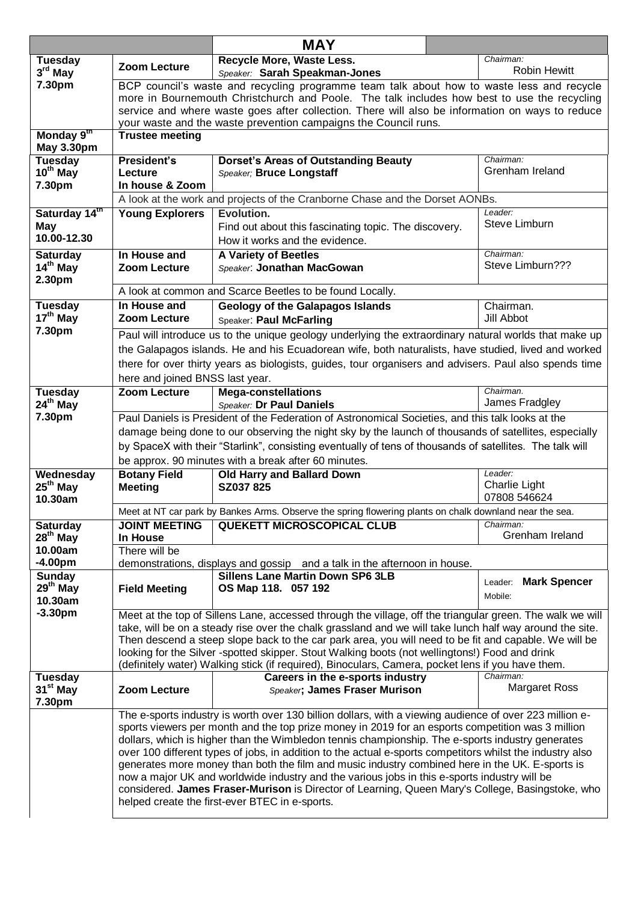| | | MAY | |
|---|---|---|---|
| Tuesday 3rd May 7.30pm | Zoom Lecture | **Recycle More, Waste Less.** *Speaker:* **Sarah Speakman-Jones** | *Chairman:* Robin Hewitt |
| | BCP council's waste and recycling programme team talk about how to waste less and recycle more in Bournemouth Christchurch and Poole. The talk includes how best to use the recycling service and where waste goes after collection. There will also be information on ways to reduce your waste and the waste prevention campaigns the Council runs. | | |
| Monday 9th May 3.30pm | Trustee meeting | | |
| Tuesday 10th May 7.30pm | President's Lecture In house & Zoom | **Dorset's Areas of Outstanding Beauty** *Speaker;* **Bruce Longstaff** | *Chairman:* Grenham Ireland |
| | A look at the work and projects of the Cranborne Chase and the Dorset AONBs. | | |
| Saturday 14th May 10.00-12.30 | Young Explorers | **Evolution.** Find out about this fascinating topic. The discovery. How it works and the evidence. | *Leader:* Steve Limburn |
| Saturday 14th May 2.30pm | In House and Zoom Lecture | **A Variety of Beetles** *Speaker*: **Jonathan MacGowan** | *Chairman:* Steve Limburn??? |
| | A look at common and Scarce Beetles to be found Locally. | | |
| Tuesday 17th May 7.30pm | In House and Zoom Lecture | **Geology of the Galapagos Islands** Speaker: **Paul McFarling** | Chairman. Jill Abbot |
| | Paul will introduce us to the unique geology underlying the extraordinary natural worlds that make up the Galapagos islands. He and his Ecuadorean wife, both naturalists, have studied, lived and worked there for over thirty years as biologists, guides, tour organisers and advisers. Paul also spends time here and joined BNSS last year. | | |
| Tuesday 24th May 7.30pm | Zoom Lecture | **Mega-constellations** *Speaker:* **Dr Paul Daniels** | *Chairman.* James Fradgley |
| | Paul Daniels is President of the Federation of Astronomical Societies, and this talk looks at the damage being done to our observing the night sky by the launch of thousands of satellites, especially by SpaceX with their "Starlink", consisting eventually of tens of thousands of satellites. The talk will be approx. 90 minutes with a break after 60 minutes. | | |
| Wednesday 25th May 10.30am | Botany Field Meeting | **Old Harry and Ballard Down SZ037 825** | *Leader:* Charlie Light 07808 546624 |
| | Meet at NT car park by Bankes Arms. Observe the spring flowering plants on chalk downland near the sea. | | |
| Saturday 28th May 10.00am -4.00pm | JOINT MEETING In House | **QUEKETT MICROSCOPICAL CLUB** | *Chairman:* Grenham Ireland |
| | There will be demonstrations, displays and gossip and a talk in the afternoon in house. | | |
| Sunday 29th May 10.30am -3.30pm | Field Meeting | **Sillens Lane Martin Down SP6 3LB OS Map 118. 057 192** | Leader: **Mark Spencer** Mobile: |
| | Meet at the top of Sillens Lane, accessed through the village, off the triangular green. The walk we will take, will be on a steady rise over the chalk grassland and we will take lunch half way around the site. Then descend a steep slope back to the car park area, you will need to be fit and capable. We will be looking for the Silver -spotted skipper. Stout Walking boots (not wellingtons!) Food and drink (definitely water) Walking stick (if required), Binoculars, Camera, pocket lens if you have them. | | |
| Tuesday 31st May 7.30pm | Zoom Lecture | **Careers in the e-sports industry** *Speaker*; **James Fraser Murison** | *Chairman:* Margaret Ross |
| | The e-sports industry is worth over 130 billion dollars, with a viewing audience of over 223 million e-sports viewers per month and the top prize money in 2019 for an esports competition was 3 million dollars, which is higher than the Wimbledon tennis championship. The e-sports industry generates over 100 different types of jobs, in addition to the actual e-sports competitors whilst the industry also generates more money than both the film and music industry combined here in the UK. E-sports is now a major UK and worldwide industry and the various jobs in this e-sports industry will be considered. **James Fraser-Murison** is Director of Learning, Queen Mary's College, Basingstoke, who helped create the first-ever BTEC in e-sports. | | |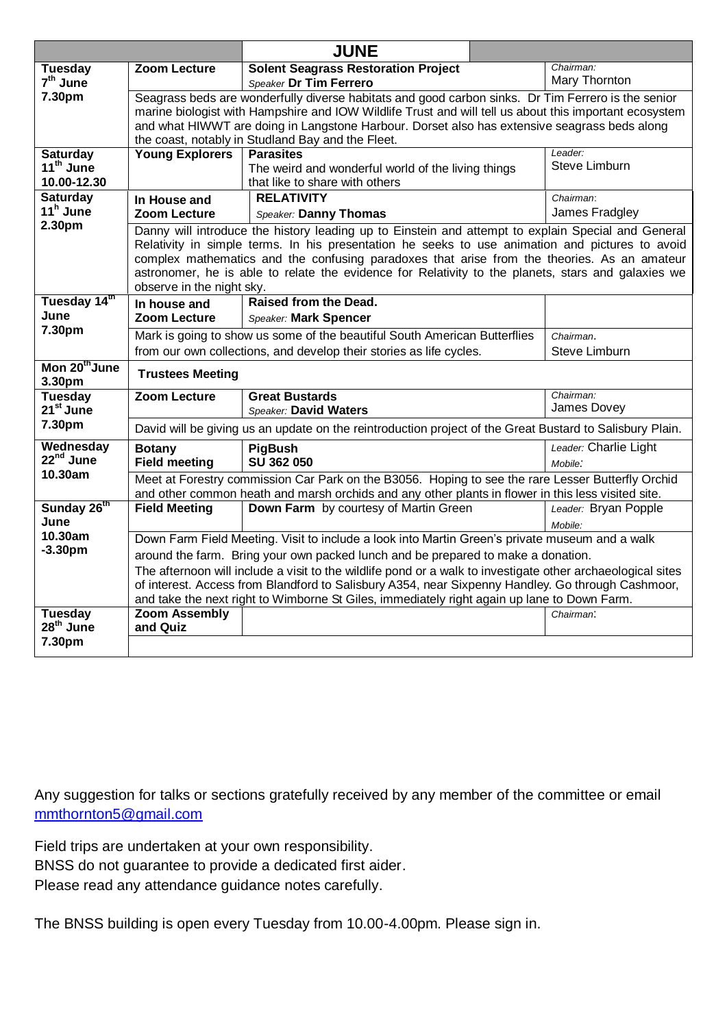| | | JUNE | |
|---|---|---|---|
| **Tuesday 7th June 7.30pm** | **Zoom Lecture** | **Solent Seagrass Restoration Project** *Speaker* **Dr Tim Ferrero** | *Chairman:* Mary Thornton |
| | Seagrass beds are wonderfully diverse habitats and good carbon sinks. Dr Tim Ferrero is the senior marine biologist with Hampshire and IOW Wildlife Trust and will tell us about this important ecosystem and what HIWWT are doing in Langstone Harbour. Dorset also has extensive seagrass beds along the coast, notably in Studland Bay and the Fleet. | | |
| **Saturday 11th June 10.00-12.30** | **Young Explorers** | **Parasites** The weird and wonderful world of the living things that like to share with others | *Leader:* Steve Limburn |
| **Saturday 11h June 2.30pm** | **In House and Zoom Lecture** | **RELATIVITY** *Speaker:* **Danny Thomas** | *Chairman:* James Fradgley |
| | Danny will introduce the history leading up to Einstein and attempt to explain Special and General Relativity in simple terms. In his presentation he seeks to use animation and pictures to avoid complex mathematics and the confusing paradoxes that arise from the theories. As an amateur astronomer, he is able to relate the evidence for Relativity to the planets, stars and galaxies we observe in the night sky. | | |
| **Tuesday 14th June 7.30pm** | **In house and Zoom Lecture** | **Raised from the Dead.** *Speaker:* **Mark Spencer** | |
| | Mark is going to show us some of the beautiful South American Butterflies from our own collections, and develop their stories as life cycles. | | *Chairman.* Steve Limburn |
| **Mon 20th June 3.30pm** | **Trustees Meeting** | | |
| **Tuesday 21st June 7.30pm** | **Zoom Lecture** | **Great Bustards** *Speaker:* **David Waters** | *Chairman:* James Dovey |
| | David will be giving us an update on the reintroduction project of the Great Bustard to Salisbury Plain. | | |
| **Wednesday 22nd June 10.30am** | **Botany Field meeting** | **PigBush SU 362 050** | *Leader:* Charlie Light *Mobile:* |
| | Meet at Forestry commission Car Park on the B3056. Hoping to see the rare Lesser Butterfly Orchid and other common heath and marsh orchids and any other plants in flower in this less visited site. | | |
| **Sunday 26th June 10.30am -3.30pm** | **Field Meeting** | **Down Farm** by courtesy of Martin Green | *Leader:* Bryan Popple *Mobile:* |
| | Down Farm Field Meeting. Visit to include a look into Martin Green's private museum and a walk around the farm. Bring your own packed lunch and be prepared to make a donation. The afternoon will include a visit to the wildlife pond or a walk to investigate other archaeological sites of interest. Access from Blandford to Salisbury A354, near Sixpenny Handley. Go through Cashmoor, and take the next right to Wimborne St Giles, immediately right again up lane to Down Farm. | | |
| **Tuesday 28th June 7.30pm** | **Zoom Assembly and Quiz** | | *Chairman:* |

Any suggestion for talks or sections gratefully received by any member of the committee or email mmthornton5@gmail.com

Field trips are undertaken at your own responsibility.
BNSS do not guarantee to provide a dedicated first aider.
Please read any attendance guidance notes carefully.

The BNSS building is open every Tuesday from 10.00-4.00pm. Please sign in.